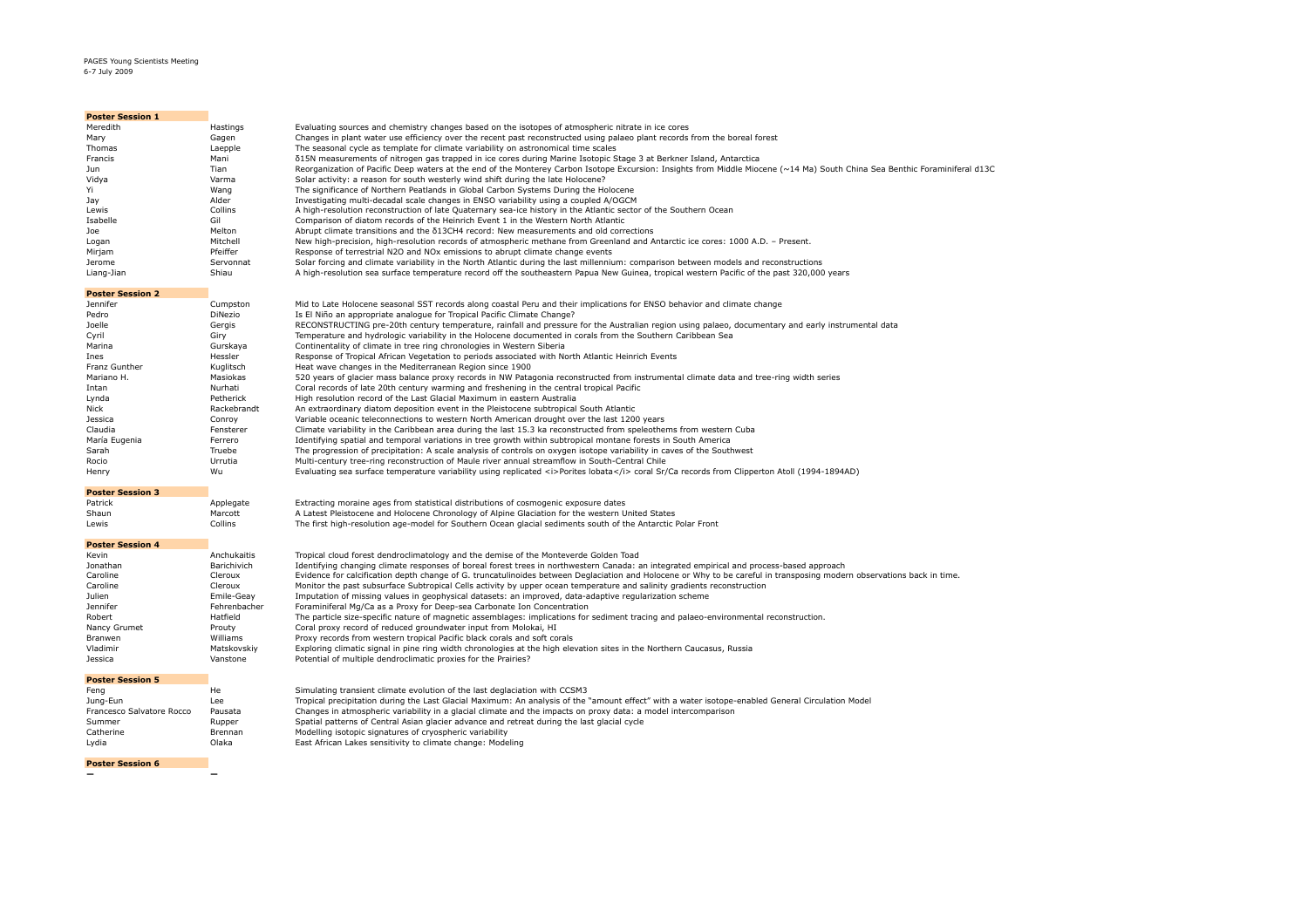PAGES Young Scientists Meeting
6-7 July 2009

**Poster Session 1**

| | | |
|---|---|---|
| Meredith | Hastings | Evaluating sources and chemistry changes based on the isotopes of atmospheric nitrate in ice cores |
| Mary | Gagen | Changes in plant water use efficiency over the recent past reconstructed using palaeo plant records from the boreal forest |
| Thomas | Laepple | The seasonal cycle as template for climate variability on astronomical time scales |
| Francis | Mani | δ15N measurements of nitrogen gas trapped in ice cores during Marine Isotopic Stage 3 at Berkner Island, Antarctica |
| Jun | Tian | Reorganization of Pacific Deep waters at the end of the Monterey Carbon Isotope Excursion: Insights from Middle Miocene (~14 Ma) South China Sea Benthic Foraminiferal d13C |
| Vidya | Varma | Solar activity: a reason for south westerly wind shift during the late Holocene? |
| Yi | Wang | The significance of Northern Peatlands in Global Carbon Systems During the Holocene |
| Jay | Alder | Investigating multi-decadal scale changes in ENSO variability using a coupled A/OGCM |
| Lewis | Collins | A high-resolution reconstruction of late Quaternary sea-ice history in the Atlantic sector of the Southern Ocean |
| Isabelle | Gil | Comparison of diatom records of the Heinrich Event 1 in the Western North Atlantic |
| Joe | Melton | Abrupt climate transitions and the δ13CH4 record: New measurements and old corrections |
| Logan | Mitchell | New high-precision, high-resolution records of atmospheric methane from Greenland and Antarctic ice cores: 1000 A.D. – Present. |
| Mirjam | Pfeiffer | Response of terrestrial N2O and NOx emissions to abrupt climate change events |
| Jerome | Servonnat | Solar forcing and climate variability in the North Atlantic during the last millennium: comparison between models and reconstructions |
| Liang-Jian | Shiau | A high-resolution sea surface temperature record off the southeastern Papua New Guinea, tropical western Pacific of the past 320,000 years |

**Poster Session 2**

| | | |
|---|---|---|
| Jennifer | Cumpston | Mid to Late Holocene seasonal SST records along coastal Peru and their implications for ENSO behavior and climate change |
| Pedro | DiNezio | Is El Niño an appropriate analogue for Tropical Pacific Climate Change? |
| Joelle | Gergis | RECONSTRUCTING pre-20th century temperature, rainfall and pressure for the Australian region using palaeo, documentary and early instrumental data |
| Cyril | Giry | Temperature and hydrologic variability in the Holocene documented in corals from the Southern Caribbean Sea |
| Marina | Gurskaya | Continentality of climate in tree ring chronologies in Western Siberia |
| Ines | Hessler | Response of Tropical African Vegetation to periods associated with North Atlantic Heinrich Events |
| Franz Gunther | Kuglitsch | Heat wave changes in the Mediterranean Region since 1900 |
| Mariano H. | Masiokas | 520 years of glacier mass balance proxy records in NW Patagonia reconstructed from instrumental climate data and tree-ring width series |
| Intan | Nurhati | Coral records of late 20th century warming and freshening in the central tropical Pacific |
| Lynda | Petherick | High resolution record of the Last Glacial Maximum in eastern Australia |
| Nick | Rackebrandt | An extraordinary diatom deposition event in the Pleistocene subtropical South Atlantic |
| Jessica | Conroy | Variable oceanic teleconnections to western North American drought over the last 1200 years |
| Claudia | Fensterer | Climate variability in the Caribbean area during the last 15.3 ka reconstructed from speleothems from western Cuba |
| María Eugenia | Ferrero | Identifying spatial and temporal variations in tree growth within subtropical montane forests in South America |
| Sarah | Truebe | The progression of precipitation: A scale analysis of controls on oxygen isotope variability in caves of the Southwest |
| Rocio | Urrutia | Multi-century tree-ring reconstruction of Maule river annual streamflow in South-Central Chile |
| Henry | Wu | Evaluating sea surface temperature variability using replicated <i>Porites lobata</i> coral Sr/Ca records from Clipperton Atoll (1994-1894AD) |

**Poster Session 3**

| | | |
|---|---|---|
| Patrick | Applegate | Extracting moraine ages from statistical distributions of cosmogenic exposure dates |
| Shaun | Marcott | A Latest Pleistocene and Holocene Chronology of Alpine Glaciation for the western United States |
| Lewis | Collins | The first high-resolution age-model for Southern Ocean glacial sediments south of the Antarctic Polar Front |

**Poster Session 4**

| | | |
|---|---|---|
| Kevin | Anchukaitis | Tropical cloud forest dendroclimatology and the demise of the Monteverde Golden Toad |
| Jonathan | Barichivich | Identifying changing climate responses of boreal forest trees in northwestern Canada: an integrated empirical and process-based approach |
| Caroline | Cleroux | Evidence for calcification depth change of G. truncatulinoides between Deglaciation and Holocene or Why to be careful in transposing modern observations back in time. |
| Caroline | Cleroux | Monitor the past subsurface Subtropical Cells activity by upper ocean temperature and salinity gradients reconstruction |
| Julien | Emile-Geay | Imputation of missing values in geophysical datasets: an improved, data-adaptive regularization scheme |
| Jennifer | Fehrenbacher | Foraminiferal Mg/Ca as a Proxy for Deep-sea Carbonate Ion Concentration |
| Robert | Hatfield | The particle size-specific nature of magnetic assemblages: implications for sediment tracing and palaeo-environmental reconstruction. |
| Nancy Grumet | Prouty | Coral proxy record of reduced groundwater input from Molokai, HI |
| Branwen | Williams | Proxy records from western tropical Pacific black corals and soft corals |
| Vladimir | Matskovskiy | Exploring climatic signal in pine ring width chronologies at the high elevation sites in the Northern Caucasus, Russia |
| Jessica | Vanstone | Potential of multiple dendroclimatic proxies for the Prairies? |

**Poster Session 5**

| | | |
|---|---|---|
| Feng | He | Simulating transient climate evolution of the last deglaciation with CCSM3 |
| Jung-Eun | Lee | Tropical precipitation during the Last Glacial Maximum: An analysis of the "amount effect" with a water isotope-enabled General Circulation Model |
| Francesco Salvatore Rocco | Pausata | Changes in atmospheric variability in a glacial climate and the impacts on proxy data: a model intercomparison |
| Summer | Rupper | Spatial patterns of Central Asian glacier advance and retreat during the last glacial cycle |
| Catherine | Brennan | Modelling isotopic signatures of cryospheric variability |
| Lydia | Olaka | East African Lakes sensitivity to climate change: Modeling |

**Poster Session 6**

| | |
|---|---|
| – | – |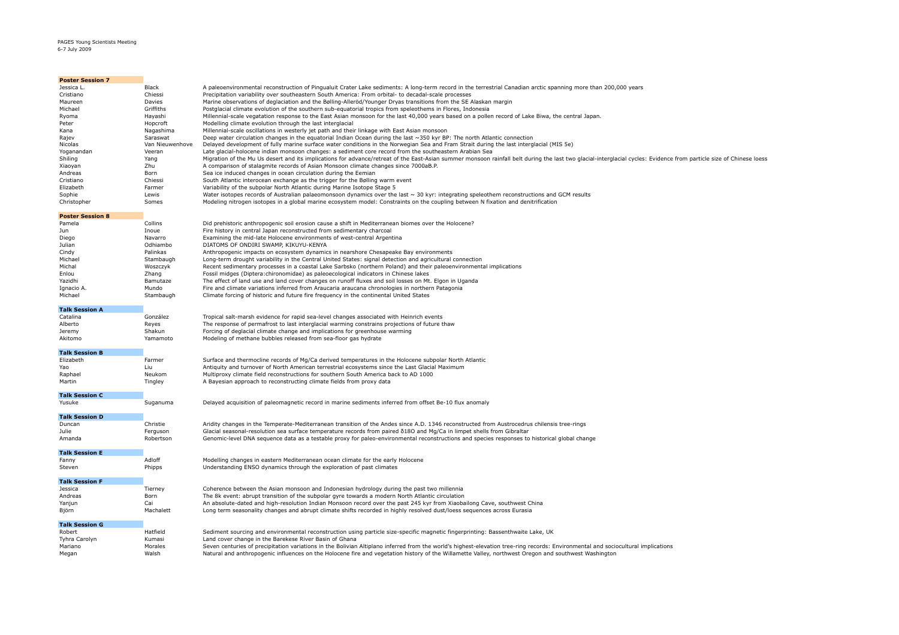PAGES Young Scientists Meeting
6-7 July 2009

### Poster Session 7

| | | |
|---|---|---|
| Jessica L. | Black | A paleoenvironmental reconstruction of Pingualuit Crater Lake sediments: A long-term record in the terrestrial Canadian arctic spanning more than 200,000 years |
| Cristiano | Chiessi | Precipitation variability over southeastern South America: From orbital- to decadal-scale processes |
| Maureen | Davies | Marine observations of deglaciation and the Bølling-Alleröd/Younger Dryas transitions from the SE Alaskan margin |
| Michael | Griffiths | Postglacial climate evolution of the southern sub-equatorial tropics from speleothems in Flores, Indonesia |
| Ryoma | Hayashi | Millennial-scale vegatation response to the East Asian monsoon for the last 40,000 years based on a pollen record of Lake Biwa, the central Japan. |
| Peter | Hopcroft | Modelling climate evolution through the last interglacial |
| Kana | Nagashima | Millennial-scale oscillations in westerly jet path and their linkage with East Asian monsoon |
| Rajev | Saraswat | Deep water circulation changes in the equatorial Indian Ocean during the last ~350 kyr BP: The north Atlantic connection |
| Nicolas | Van Nieuwenhove | Delayed development of fully marine surface water conditions in the Norwegian Sea and Fram Strait during the last interglacial (MIS 5e) |
| Yoganandan | Veeran | Late glacial-holocene indian monsoon changes: a sediment core record from the southeastern Arabian Sea |
| Shiling | Yang | Migration of the Mu Us desert and its implications for advance/retreat of the East-Asian summer monsoon rainfall belt during the last two glacial-interglacial cycles: Evidence from particle size of Chinese loess |
| Xiaoyan | Zhu | A comparison of stalagmite records of Asian Monsoon climate changes since 7000aB.P. |
| Andreas | Born | Sea ice induced changes in ocean circulation during the Eemian |
| Cristiano | Chiessi | South Atlantic interocean exchange as the trigger for the Bølling warm event |
| Elizabeth | Farmer | Variability of the subpolar North Atlantic during Marine Isotope Stage 5 |
| Sophie | Lewis | Water isotopes records of Australian palaeomonsoon dynamics over the last ~ 30 kyr: integrating speleothem reconstructions and GCM results |
| Christopher | Somes | Modeling nitrogen isotopes in a global marine ecosystem model: Constraints on the coupling between N fixation and denitrification |

### Poster Session 8

| | | |
|---|---|---|
| Pamela | Collins | Did prehistoric anthropogenic soil erosion cause a shift in Mediterranean biomes over the Holocene? |
| Jun | Inoue | Fire history in central Japan reconstructed from sedimentary charcoal |
| Diego | Navarro | Examining the mid-late Holocene environments of west-central Argentina |
| Julian | Odhiambo | DIATOMS OF ONDIRI SWAMP, KIKUYU-KENYA |
| Cindy | Palinkas | Anthropogenic impacts on ecosystem dynamics in nearshore Chesapeake Bay environments |
| Michael | Stambaugh | Long-term drought variability in the Central United States: signal detection and agricultural connection |
| Michal | Woszczyk | Recent sedimentary processes in a coastal Lake Sarbsko (northern Poland) and their paleoenvironmental implications |
| Enlou | Zhang | Fossil midges (Diptera:chironomidae) as paleoecological indicators in Chinese lakes |
| Yazidhi | Bamutaze | The effect of land use and land cover changes on runoff fluxes and soil losses on Mt. Elgon in Uganda |
| Ignacio A. | Mundo | Fire and climate variations inferred from Araucaria araucana chronologies in northern Patagonia |
| Michael | Stambaugh | Climate forcing of historic and future fire frequency in the continental United States |

### Talk Session A

| | | |
|---|---|---|
| Catalina | González | Tropical salt-marsh evidence for rapid sea-level changes associated with Heinrich events |
| Alberto | Reyes | The response of permafrost to last interglacial warming constrains projections of future thaw |
| Jeremy | Shakun | Forcing of deglacial climate change and implications for greenhouse warming |
| Akitomo | Yamamoto | Modeling of methane bubbles released from sea-floor gas hydrate |

### Talk Session B

| | | |
|---|---|---|
| Elizabeth | Farmer | Surface and thermocline records of Mg/Ca derived temperatures in the Holocene subpolar North Atlantic |
| Yao | Liu | Antiquity and turnover of North American terrestrial ecosystems since the Last Glacial Maximum |
| Raphael | Neukom | Multiproxy climate field reconstructions for southern South America back to AD 1000 |
| Martin | Tingley | A Bayesian approach to reconstructing climate fields from proxy data |

### Talk Session C

| | | |
|---|---|---|
| Yusuke | Suganuma | Delayed acquisition of paleomagnetic record in marine sediments inferred from offset Be-10 flux anomaly |

### Talk Session D

| | | |
|---|---|---|
| Duncan | Christie | Aridity changes in the Temperate-Mediterranean transition of the Andes since A.D. 1346 reconstructed from Austrocedrus chilensis tree-rings |
| Julie | Ferguson | Glacial seasonal-resolution sea surface temperature records from paired δ18O and Mg/Ca in limpet shells from Gibraltar |
| Amanda | Robertson | Genomic-level DNA sequence data as a testable proxy for paleo-environmental reconstructions and species responses to historical global change |

### Talk Session E

| | | |
|---|---|---|
| Fanny | Adloff | Modelling changes in eastern Mediterranean ocean climate for the early Holocene |
| Steven | Phipps | Understanding ENSO dynamics through the exploration of past climates |

### Talk Session F

| | | |
|---|---|---|
| Jessica | Tierney | Coherence between the Asian monsoon and Indonesian hydrology during the past two millennia |
| Andreas | Born | The 8k event: abrupt transition of the subpolar gyre towards a modern North Atlantic circulation |
| Yanjun | Cai | An absolute-dated and high-resolution Indian Monsoon record over the past 245 kyr from Xiaobailong Cave, southwest China |
| Björn | Machalett | Long term seasonality changes and abrupt climate shifts recorded in highly resolved dust/loess sequences across Eurasia |

### Talk Session G

| | | |
|---|---|---|
| Robert | Hatfield | Sediment sourcing and environmental reconstruction using particle size-specific magnetic fingerprinting: Bassenthwaite Lake, UK |
| Tyhra Carolyn | Kumasi | Land cover change in the Barekese River Basin of Ghana |
| Mariano | Morales | Seven centuries of precipitation variations in the Bolivian Altiplano inferred from the world's highest-elevation tree-ring records: Environmental and sociocultural implications |
| Megan | Walsh | Natural and anthropogenic influences on the Holocene fire and vegetation history of the Willamette Valley, northwest Oregon and southwest Washington |